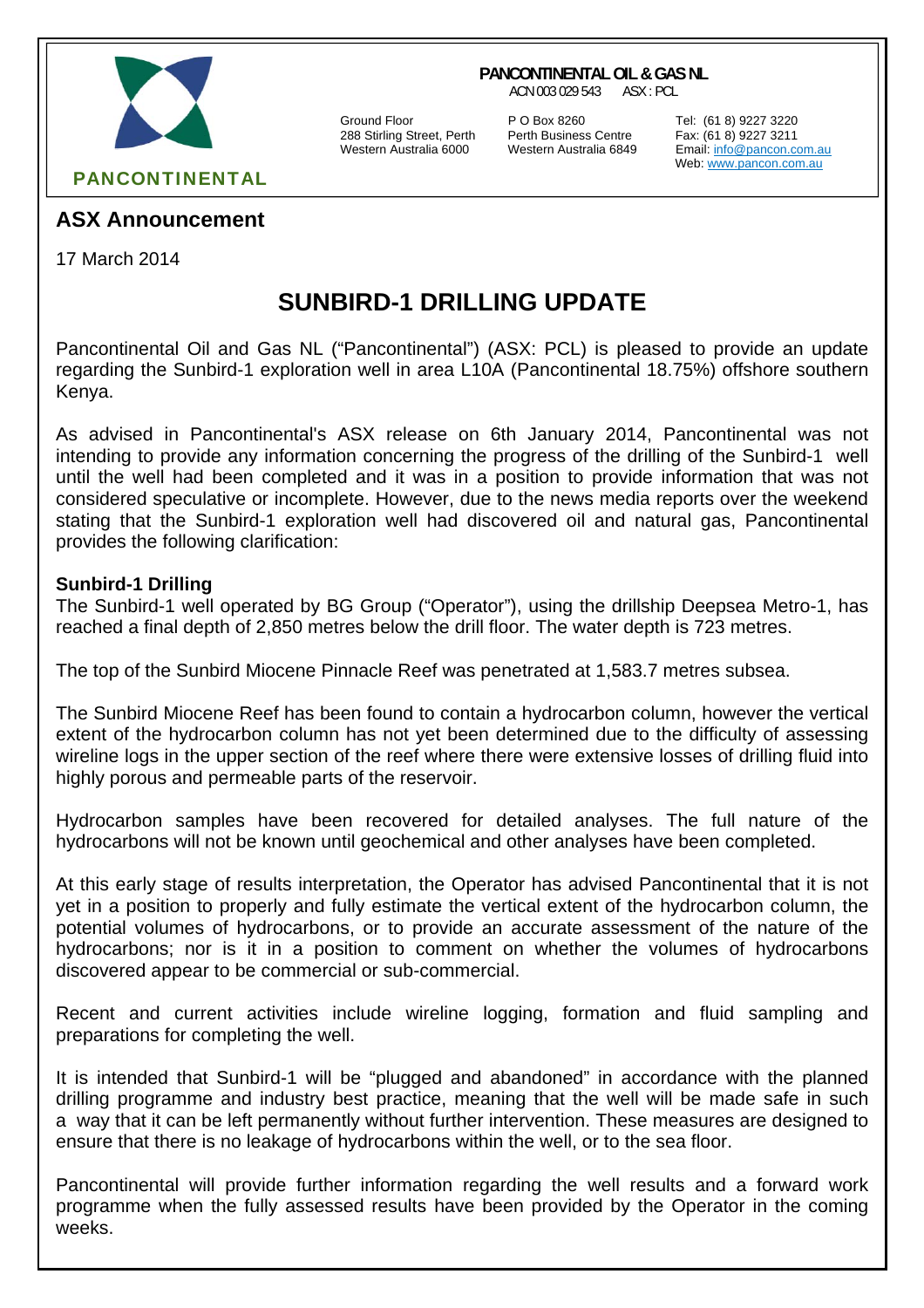PANCONTINENTAL

**PANCONTINENTAL OIL & GAS NL**
ACN 003 029 543 ASX : PCL

Ground Floor
288 Stirling Street, Perth
Western Australia 6000

P O Box 8260
Perth Business Centre
Western Australia 6849

Tel: (61 8) 9227 3220
Fax: (61 8) 9227 3211
Email: info@pancon.com.au
Web: www.pancon.com.au

## ASX Announcement

17 March 2014

# SUNBIRD-1 DRILLING UPDATE

Pancontinental Oil and Gas NL ("Pancontinental") (ASX: PCL) is pleased to provide an update regarding the Sunbird-1 exploration well in area L10A (Pancontinental 18.75%) offshore southern Kenya.

As advised in Pancontinental's ASX release on 6th January 2014, Pancontinental was not intending to provide any information concerning the progress of the drilling of the Sunbird-1 well until the well had been completed and it was in a position to provide information that was not considered speculative or incomplete. However, due to the news media reports over the weekend stating that the Sunbird-1 exploration well had discovered oil and natural gas, Pancontinental provides the following clarification:

### Sunbird-1 Drilling

The Sunbird-1 well operated by BG Group ("Operator"), using the drillship Deepsea Metro-1, has reached a final depth of 2,850 metres below the drill floor. The water depth is 723 metres.

The top of the Sunbird Miocene Pinnacle Reef was penetrated at 1,583.7 metres subsea.

The Sunbird Miocene Reef has been found to contain a hydrocarbon column, however the vertical extent of the hydrocarbon column has not yet been determined due to the difficulty of assessing wireline logs in the upper section of the reef where there were extensive losses of drilling fluid into highly porous and permeable parts of the reservoir.

Hydrocarbon samples have been recovered for detailed analyses. The full nature of the hydrocarbons will not be known until geochemical and other analyses have been completed.

At this early stage of results interpretation, the Operator has advised Pancontinental that it is not yet in a position to properly and fully estimate the vertical extent of the hydrocarbon column, the potential volumes of hydrocarbons, or to provide an accurate assessment of the nature of the hydrocarbons; nor is it in a position to comment on whether the volumes of hydrocarbons discovered appear to be commercial or sub-commercial.

Recent and current activities include wireline logging, formation and fluid sampling and preparations for completing the well.

It is intended that Sunbird-1 will be "plugged and abandoned" in accordance with the planned drilling programme and industry best practice, meaning that the well will be made safe in such a way that it can be left permanently without further intervention. These measures are designed to ensure that there is no leakage of hydrocarbons within the well, or to the sea floor.

Pancontinental will provide further information regarding the well results and a forward work programme when the fully assessed results have been provided by the Operator in the coming weeks.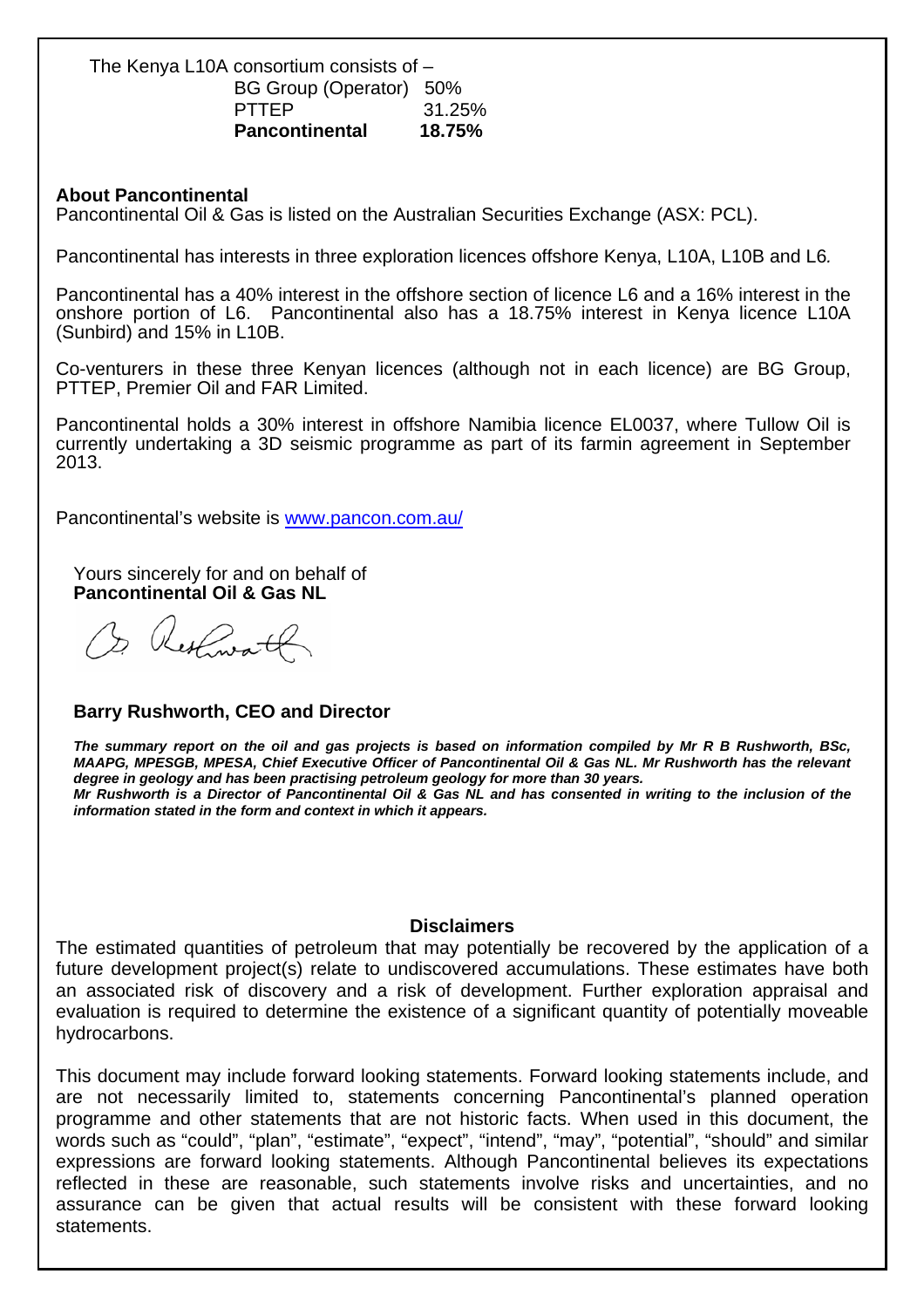The Kenya L10A consortium consists of –

| | |
|---|---|
| BG Group (Operator) | 50% |
| PTTEP | 31.25% |
| **Pancontinental** | **18.75%** |

**About Pancontinental**

Pancontinental Oil & Gas is listed on the Australian Securities Exchange (ASX: PCL).

Pancontinental has interests in three exploration licences offshore Kenya, L10A, L10B and L6.

Pancontinental has a 40% interest in the offshore section of licence L6 and a 16% interest in the onshore portion of L6. Pancontinental also has a 18.75% interest in Kenya licence L10A (Sunbird) and 15% in L10B.

Co-venturers in these three Kenyan licences (although not in each licence) are BG Group, PTTEP, Premier Oil and FAR Limited.

Pancontinental holds a 30% interest in offshore Namibia licence EL0037, where Tullow Oil is currently undertaking a 3D seismic programme as part of its farmin agreement in September 2013.

Pancontinental's website is [www.pancon.com.au/](www.pancon.com.au/)

Yours sincerely for and on behalf of
**Pancontinental Oil & Gas NL**

**Barry Rushworth, CEO and Director**

***The summary report on the oil and gas projects is based on information compiled by Mr R B Rushworth, BSc, MAAPG, MPESGB, MPESA, Chief Executive Officer of Pancontinental Oil & Gas NL. Mr Rushworth has the relevant degree in geology and has been practising petroleum geology for more than 30 years.***
***Mr Rushworth is a Director of Pancontinental Oil & Gas NL and has consented in writing to the inclusion of the information stated in the form and context in which it appears.***

**Disclaimers**

The estimated quantities of petroleum that may potentially be recovered by the application of a future development project(s) relate to undiscovered accumulations. These estimates have both an associated risk of discovery and a risk of development. Further exploration appraisal and evaluation is required to determine the existence of a significant quantity of potentially moveable hydrocarbons.

This document may include forward looking statements. Forward looking statements include, and are not necessarily limited to, statements concerning Pancontinental's planned operation programme and other statements that are not historic facts. When used in this document, the words such as "could", "plan", "estimate", "expect", "intend", "may", "potential", "should" and similar expressions are forward looking statements. Although Pancontinental believes its expectations reflected in these are reasonable, such statements involve risks and uncertainties, and no assurance can be given that actual results will be consistent with these forward looking statements.